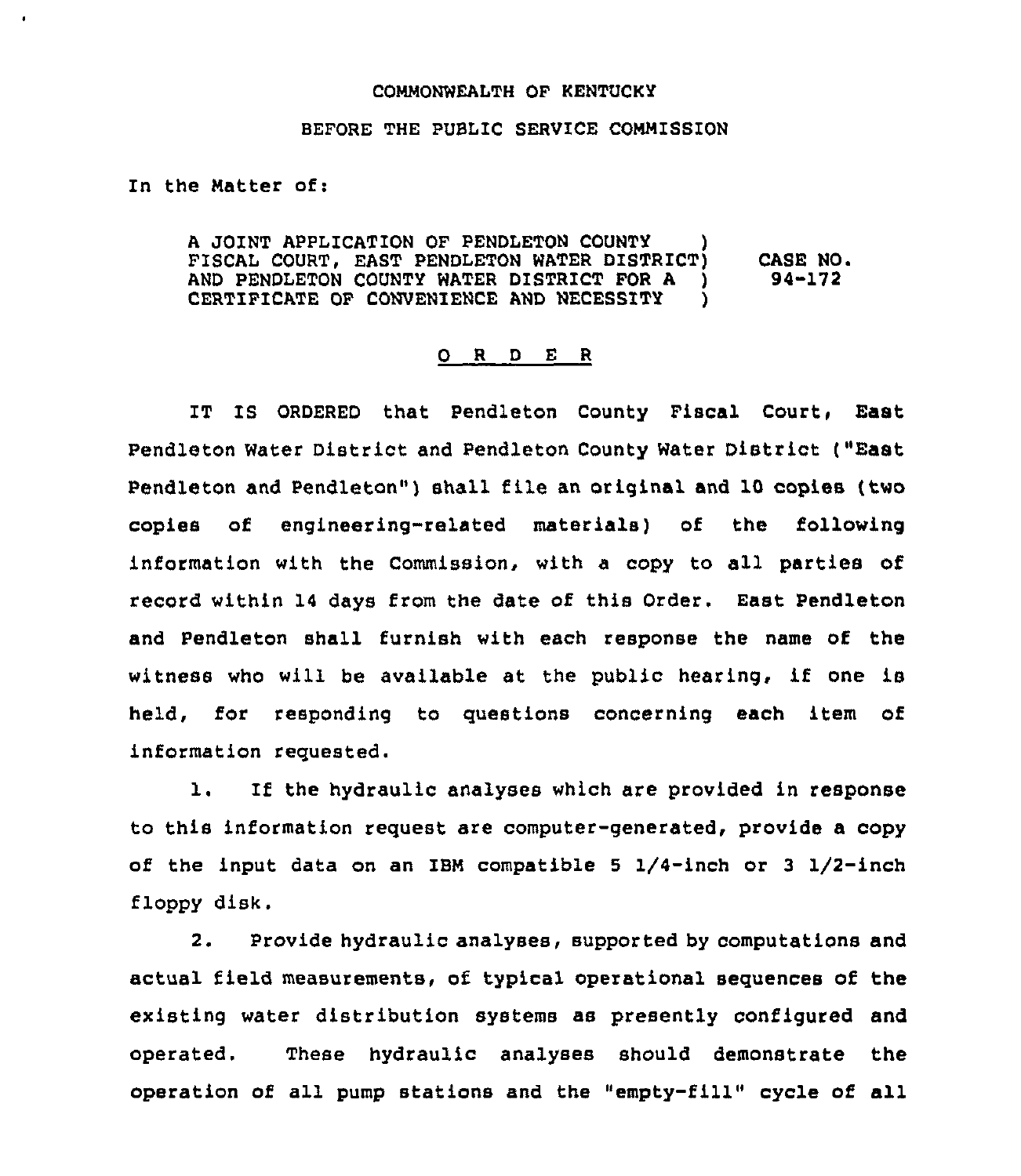COMMONWEALTH OF KENTUCKY

BEFORE THE PUBLIC SERVICE COMMISSION

In the Matter of:

A JOINT APPLICATION OF PENDLETON COUNTY FISCAL COURT, EAST PENDLETON WATER DISTRICT AND PENDLETON COUNTY WATER DISTRICT FOR A CERTIFICATE OF CONVENIENCE AND NECESSITY ) CASE NO. 94-172

O R D E R

IT IS ORDERED that Pendleton County Fiscal Court, East Pendleton Water District and Pendleton County Water District ("East Pendleton and Pendleton") shall file an original and 10 copies (two copies of engineering-related materials) of the following information with the Commission, with a copy to all parties of record within 14 days from the date of this Order. East Pendleton and Pendleton shall furnish with each response the name of the witness who will be available at the public hearing, if one is held, for responding to questions concerning each item of information requested.

1. If the hydraulic analyses which are provided in response to this information request are computer-generated, provide a copy of the input data on an IBM compatible 5 1/4-inch or 3 1/2-inch floppy disk.

2. Provide hydraulic analyses, supported by computations and actual field measurements, of typical operational sequences of the existing water distribution systems as presently configured and operated. These hydraulic analyses should demonstrate the operation of all pump stations and the "empty-fill" cycle of all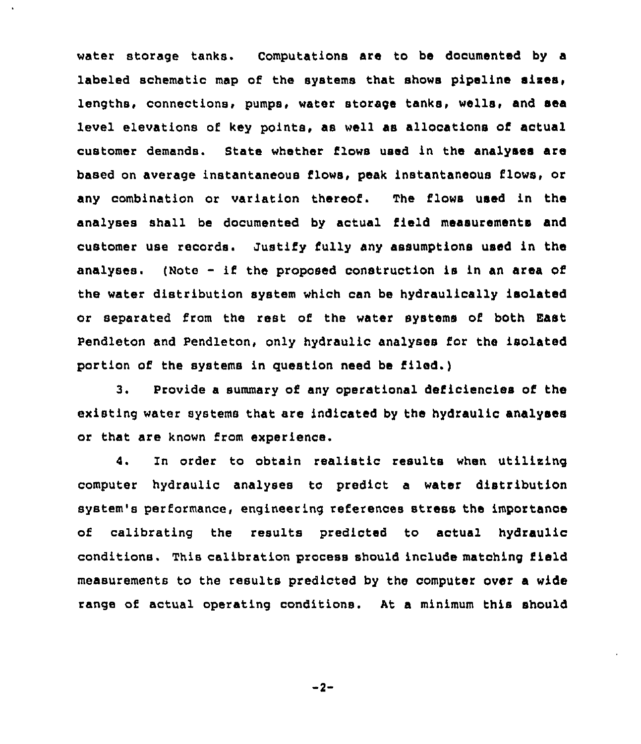water storage tanks. Computations are to be documented by a labeled schematic map of the systems that shows pipeline sizes, lengths, connections, pumps, water storage tanks, wells, and sea level elevations of key points, as well as allocations of actual customer demands. State whether flows used in the analyses are based on average instantaneous flows, peak instantaneous flows, or any combination or variation thereof. The flows used in the analyses shall be documented by actual field measurements and customer use records. Justify fully any assumptions used in the analyses. (Note - if the proposed construction is in an area of the water distribution system which can be hydraulically isolated or separated from the rest of the water systems of both East Pendleton and Pendleton, only hydraulic analyses for the isolated portion of the systems in question need be filed.)

3. Provide a summary of any operational deficiencies of the existing water systems that are indicated by the hydraulic analyses or that are known from experience.

4. In order to obtain realistic results when utilizing computer hydraulic analyses to predict a water distribution system's performance, engineering references stress the importance of calibrating the results predicted to actual hydraulic conditions. This calibration process should include matching field measurements to the results predicted by the computer over a wide range of actual operating conditions. At a minimum this should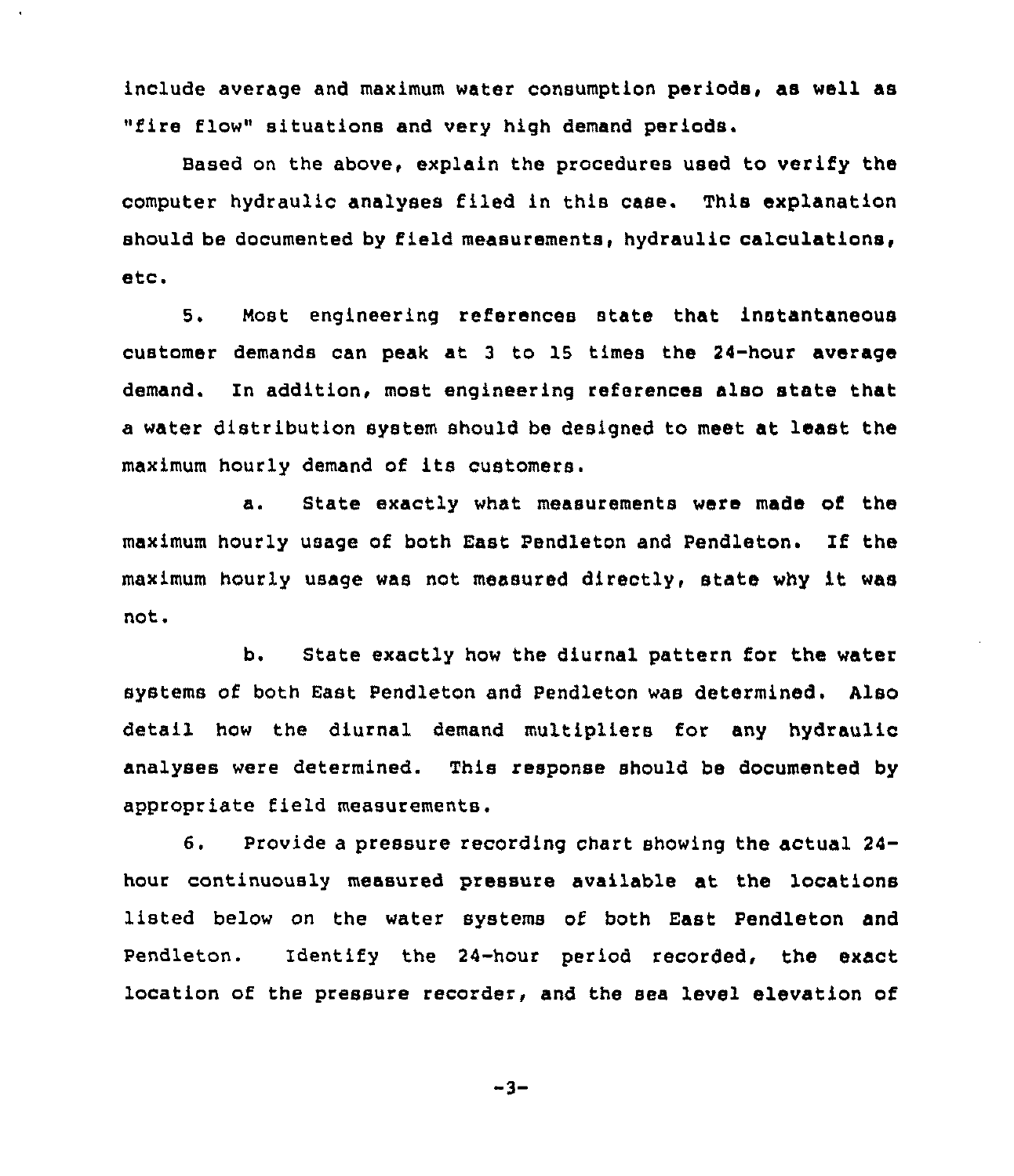include average and maximum water consumption periods, as well as "fire flow" situations and very high demand periods.

Based on the above, explain the procedures used to verify the computer hydraulic analyses filed in this case. This explanation should be documented by field measurements, hydraulic calculations, etc.

5. Most engineering references state that instantaneous customer demands can peak at 3 to 15 times the 24-hour average demand. In addition, most engineering references also state that a water distribution system should be designed to meet at least the maximum hourly demand of its customers.

a. State exactly what measurements were made of the maximum hourly usage of both East Pendleton and Pendleton. If the maximum hourly usage was not measured directly, state why it was not.

b. State exactly how the diurnal pattern for the water systems of both East Pendleton and Pendleton was determined. Also detail how the diurnal demand multipliers for any hydraulic analyses were determined. This response should be documented by appropriate field measurements.

6. Provide a pressure recording chart showing the actual 24-hour continuously measured pressure available at the locations listed below on the water systems of both East Pendleton and Pendleton. Identify the 24-hour period recorded, the exact location of the pressure recorder, and the sea level elevation of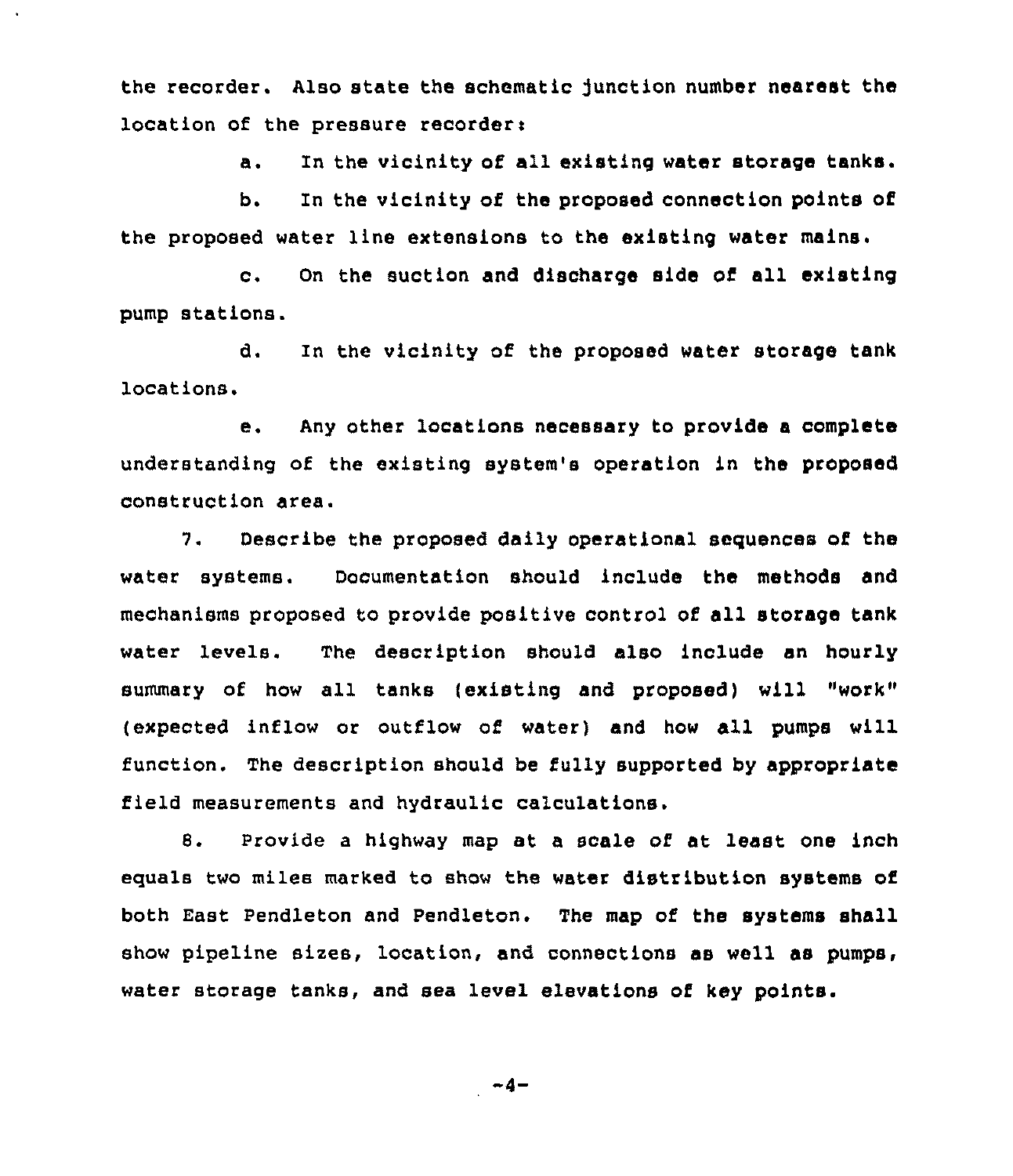the recorder. Also state the schematic junction number nearest the location of the pressure recorder:

a. In the vicinity of all existing water storage tanks.

b. In the vicinity of the proposed connection points of the proposed water line extensions to the existing water mains.

c. On the suction and discharge side of all existing pump stations.

d. In the vicinity of the proposed water storage tank locations.

e. Any other locations necessary to provide a complete understanding of the existing system's operation in the proposed construction area.

7. Describe the proposed daily operational sequences of the water systems. Documentation should include the methods and mechanisms proposed to provide positive control of all storage tank water levels. The description should also include an hourly summary of how all tanks (existing and proposed) will "work" (expected inflow or outflow of water) and how all pumps will function. The description should be fully supported by appropriate field measurements and hydraulic calculations.

8. Provide a highway map at a scale of at least one inch equals two miles marked to show the water distribution systems of both East Pendleton and Pendleton. The map of the systems shall show pipeline sizes, location, and connections as well as pumps, water storage tanks, and sea level elevations of key points.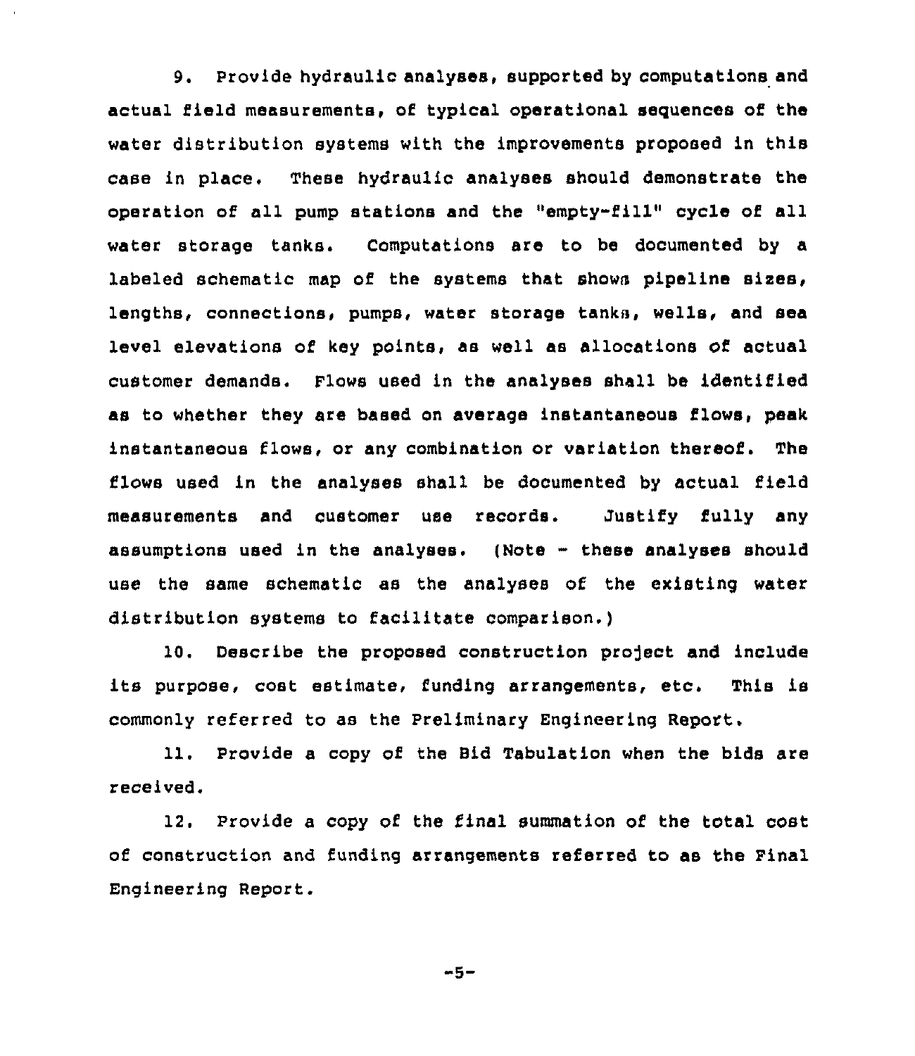9. Provide hydraulic analyses, supported by computations and actual field measurements, of typical operational sequences of the water distribution systems with the improvements proposed in this case in place. These hydraulic analyses should demonstrate the operation of all pump stations and the "empty-fill" cycle of all water storage tanks. Computations are to be documented by a labeled schematic map of the systems that shows pipeline sizes, lengths, connections, pumps, water storage tanks, wells, and sea level elevations of key points, as well as allocations of actual customer demands. Flows used in the analyses shall be identified as to whether they are based on average instantaneous flows, peak instantaneous flows, or any combination or variation thereof. The flows used in the analyses shall be documented by actual field measurements and customer use records. Justify fully any assumptions used in the analyses. (Note - these analyses should use the same schematic as the analyses of the existing water distribution systems to facilitate comparison.)

10. Describe the proposed construction project and include its purpose, cost estimate, funding arrangements, etc. This is commonly referred to as the Preliminary Engineering Report.

11. Provide a copy of the Bid Tabulation when the bids are received.

12. Provide a copy of the final summation of the total cost of construction and funding arrangements referred to as the Final Engineering Report.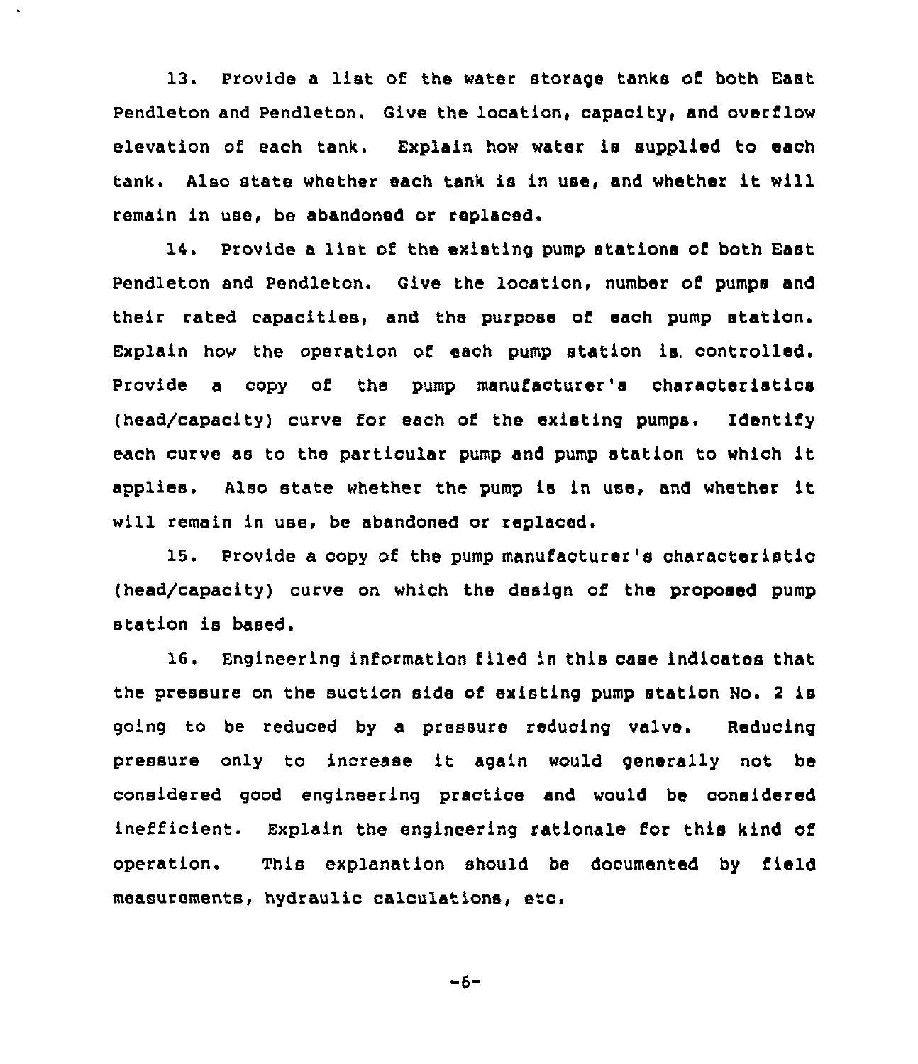13. Provide a list of the water storage tanks of both East Pendleton and Pendleton. Give the location, capacity, and overflow elevation of each tank. Explain how water is supplied to each tank. Also state whether each tank is in use, and whether it will remain in use, be abandoned or replaced.

14. Provide a list of the existing pump stations of both East Pendleton and Pendleton. Give the location, number of pumps and their rated capacities, and the purpose of each pump station. Explain how the operation of each pump station is controlled. Provide a copy of the pump manufacturer's characteristics (head/capacity) curve for each of the existing pumps. Identify each curve as to the particular pump and pump station to which it applies. Also state whether the pump is in use, and whether it will remain in use, be abandoned or replaced.

15. Provide a copy of the pump manufacturer's characteristic (head/capacity) curve on which the design of the proposed pump station is based.

16. Engineering information filed in this case indicates that the pressure on the suction side of existing pump station No. 2 is going to be reduced by a pressure reducing valve. Reducing pressure only to increase it again would generally not be considered good engineering practice and would be considered inefficient. Explain the engineering rationale for this kind of operation. This explanation should be documented by field measurements, hydraulic calculations, etc.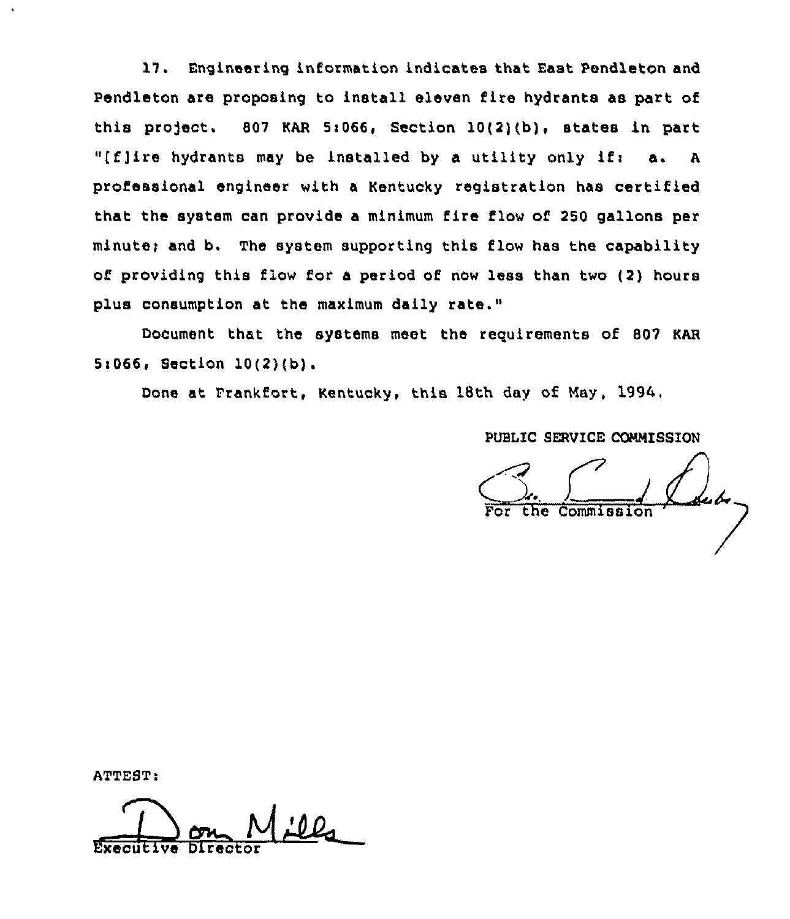17. Engineering information indicates that East Pendleton and Pendleton are proposing to install eleven fire hydrants as part of this project. 807 KAR 5:066, Section 10(2)(b), states in part "[f]ire hydrants may be installed by a utility only if: a. A professional engineer with a Kentucky registration has certified that the system can provide a minimum fire flow of 250 gallons per minute; and b. The system supporting this flow has the capability of providing this flow for a period of now less than two (2) hours plus consumption at the maximum daily rate."

Document that the systems meet the requirements of 807 KAR 5:066, Section 10(2)(b).

Done at Frankfort, Kentucky, this 18th day of May, 1994.

PUBLIC SERVICE COMMISSION

For the Commission

ATTEST:

Executive Director